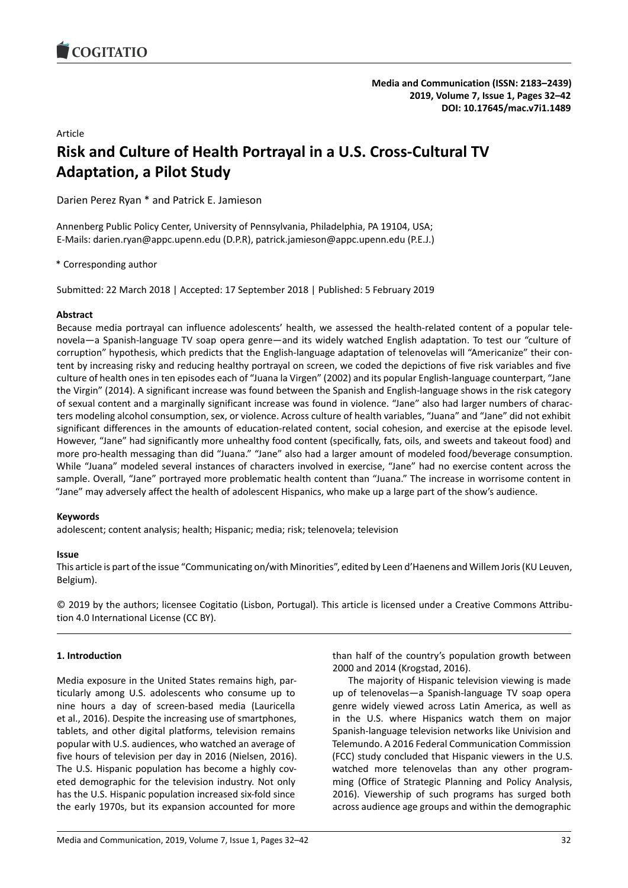Article

# Risk and Culture of Health Portrayal in a U.S. Cross-Cultural TV Adaptation, a Pilot Study

Darien Perez Ryan * and Patrick E. Jamieson

Annenberg Public Policy Center, University of Pennsylvania, Philadelphia, PA 19104, USA;
E-Mails: darien.ryan@appc.upenn.edu (D.P.R), patrick.jamieson@appc.upenn.edu (P.E.J.)

\* Corresponding author

Submitted: 22 March 2018 | Accepted: 17 September 2018 | Published: 5 February 2019

**Abstract**

Because media portrayal can influence adolescents' health, we assessed the health-related content of a popular telenovela—a Spanish-language TV soap opera genre—and its widely watched English adaptation. To test our "culture of corruption" hypothesis, which predicts that the English-language adaptation of telenovelas will "Americanize" their content by increasing risky and reducing healthy portrayal on screen, we coded the depictions of five risk variables and five culture of health ones in ten episodes each of "Juana la Virgen" (2002) and its popular English-language counterpart, "Jane the Virgin" (2014). A significant increase was found between the Spanish and English-language shows in the risk category of sexual content and a marginally significant increase was found in violence. "Jane" also had larger numbers of characters modeling alcohol consumption, sex, or violence. Across culture of health variables, "Juana" and "Jane" did not exhibit significant differences in the amounts of education-related content, social cohesion, and exercise at the episode level. However, "Jane" had significantly more unhealthy food content (specifically, fats, oils, and sweets and takeout food) and more pro-health messaging than did "Juana." "Jane" also had a larger amount of modeled food/beverage consumption. While "Juana" modeled several instances of characters involved in exercise, "Jane" had no exercise content across the sample. Overall, "Jane" portrayed more problematic health content than "Juana." The increase in worrisome content in "Jane" may adversely affect the health of adolescent Hispanics, who make up a large part of the show's audience.

**Keywords**

adolescent; content analysis; health; Hispanic; media; risk; telenovela; television

**Issue**

This article is part of the issue "Communicating on/with Minorities", edited by Leen d'Haenens and Willem Joris (KU Leuven, Belgium).

© 2019 by the authors; licensee Cogitatio (Lisbon, Portugal). This article is licensed under a Creative Commons Attribution 4.0 International License (CC BY).

## 1. Introduction

Media exposure in the United States remains high, particularly among U.S. adolescents who consume up to nine hours a day of screen-based media (Lauricella et al., 2016). Despite the increasing use of smartphones, tablets, and other digital platforms, television remains popular with U.S. audiences, who watched an average of five hours of television per day in 2016 (Nielsen, 2016). The U.S. Hispanic population has become a highly coveted demographic for the television industry. Not only has the U.S. Hispanic population increased six-fold since the early 1970s, but its expansion accounted for more than half of the country's population growth between 2000 and 2014 (Krogstad, 2016).

The majority of Hispanic television viewing is made up of telenovelas—a Spanish-language TV soap opera genre widely viewed across Latin America, as well as in the U.S. where Hispanics watch them on major Spanish-language television networks like Univision and Telemundo. A 2016 Federal Communication Commission (FCC) study concluded that Hispanic viewers in the U.S. watched more telenovelas than any other programming (Office of Strategic Planning and Policy Analysis, 2016). Viewership of such programs has surged both across audience age groups and within the demographic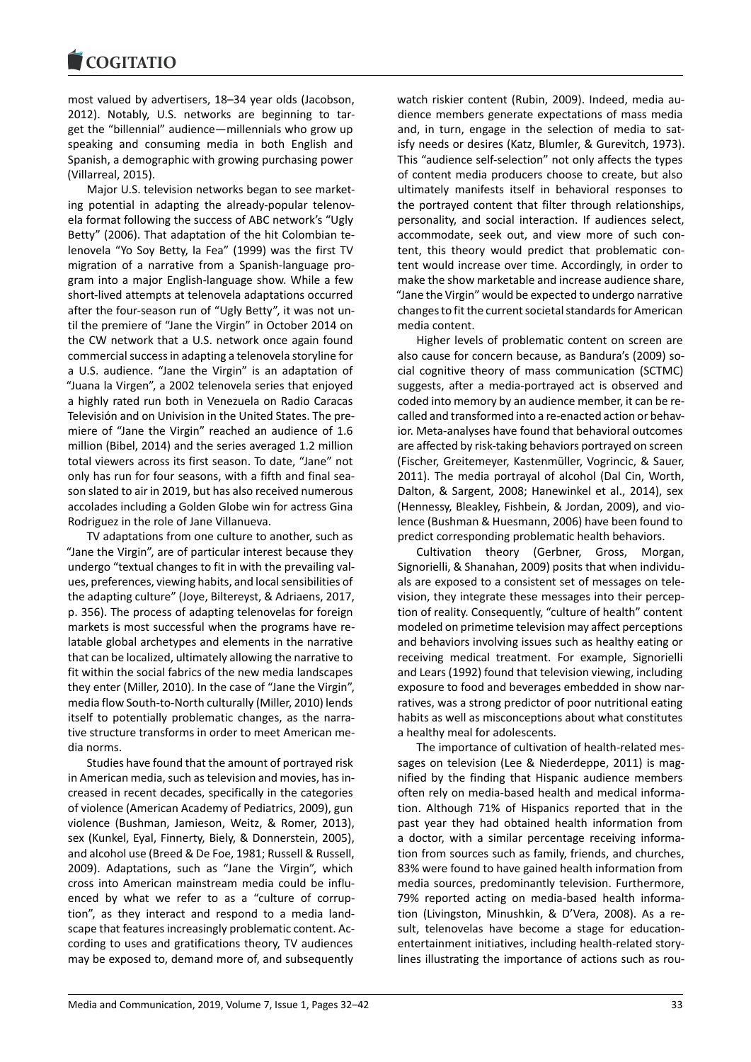most valued by advertisers, 18–34 year olds (Jacobson, 2012). Notably, U.S. networks are beginning to target the "billennial" audience—millennials who grow up speaking and consuming media in both English and Spanish, a demographic with growing purchasing power (Villarreal, 2015).

Major U.S. television networks began to see marketing potential in adapting the already-popular telenovela format following the success of ABC network's "Ugly Betty" (2006). That adaptation of the hit Colombian telenovela "Yo Soy Betty, la Fea" (1999) was the first TV migration of a narrative from a Spanish-language program into a major English-language show. While a few short-lived attempts at telenovela adaptations occurred after the four-season run of "Ugly Betty", it was not until the premiere of "Jane the Virgin" in October 2014 on the CW network that a U.S. network once again found commercial success in adapting a telenovela storyline for a U.S. audience. "Jane the Virgin" is an adaptation of "Juana la Virgen", a 2002 telenovela series that enjoyed a highly rated run both in Venezuela on Radio Caracas Televisión and on Univision in the United States. The premiere of "Jane the Virgin" reached an audience of 1.6 million (Bibel, 2014) and the series averaged 1.2 million total viewers across its first season. To date, "Jane" not only has run for four seasons, with a fifth and final season slated to air in 2019, but has also received numerous accolades including a Golden Globe win for actress Gina Rodriguez in the role of Jane Villanueva.

TV adaptations from one culture to another, such as "Jane the Virgin", are of particular interest because they undergo "textual changes to fit in with the prevailing values, preferences, viewing habits, and local sensibilities of the adapting culture" (Joye, Biltereyst, & Adriaens, 2017, p. 356). The process of adapting telenovelas for foreign markets is most successful when the programs have relatable global archetypes and elements in the narrative that can be localized, ultimately allowing the narrative to fit within the social fabrics of the new media landscapes they enter (Miller, 2010). In the case of "Jane the Virgin", media flow South-to-North culturally (Miller, 2010) lends itself to potentially problematic changes, as the narrative structure transforms in order to meet American media norms.

Studies have found that the amount of portrayed risk in American media, such as television and movies, has increased in recent decades, specifically in the categories of violence (American Academy of Pediatrics, 2009), gun violence (Bushman, Jamieson, Weitz, & Romer, 2013), sex (Kunkel, Eyal, Finnerty, Biely, & Donnerstein, 2005), and alcohol use (Breed & De Foe, 1981; Russell & Russell, 2009). Adaptations, such as "Jane the Virgin", which cross into American mainstream media could be influenced by what we refer to as a "culture of corruption", as they interact and respond to a media landscape that features increasingly problematic content. According to uses and gratifications theory, TV audiences may be exposed to, demand more of, and subsequently watch riskier content (Rubin, 2009). Indeed, media audience members generate expectations of mass media and, in turn, engage in the selection of media to satisfy needs or desires (Katz, Blumler, & Gurevitch, 1973). This "audience self-selection" not only affects the types of content media producers choose to create, but also ultimately manifests itself in behavioral responses to the portrayed content that filter through relationships, personality, and social interaction. If audiences select, accommodate, seek out, and view more of such content, this theory would predict that problematic content would increase over time. Accordingly, in order to make the show marketable and increase audience share, "Jane the Virgin" would be expected to undergo narrative changes to fit the current societal standards for American media content.

Higher levels of problematic content on screen are also cause for concern because, as Bandura's (2009) social cognitive theory of mass communication (SCTMC) suggests, after a media-portrayed act is observed and coded into memory by an audience member, it can be recalled and transformed into a re-enacted action or behavior. Meta-analyses have found that behavioral outcomes are affected by risk-taking behaviors portrayed on screen (Fischer, Greitemeyer, Kastenmüller, Vogrincic, & Sauer, 2011). The media portrayal of alcohol (Dal Cin, Worth, Dalton, & Sargent, 2008; Hanewinkel et al., 2014), sex (Hennessy, Bleakley, Fishbein, & Jordan, 2009), and violence (Bushman & Huesmann, 2006) have been found to predict corresponding problematic health behaviors.

Cultivation theory (Gerbner, Gross, Morgan, Signorielli, & Shanahan, 2009) posits that when individuals are exposed to a consistent set of messages on television, they integrate these messages into their perception of reality. Consequently, "culture of health" content modeled on primetime television may affect perceptions and behaviors involving issues such as healthy eating or receiving medical treatment. For example, Signorielli and Lears (1992) found that television viewing, including exposure to food and beverages embedded in show narratives, was a strong predictor of poor nutritional eating habits as well as misconceptions about what constitutes a healthy meal for adolescents.

The importance of cultivation of health-related messages on television (Lee & Niederdeppe, 2011) is magnified by the finding that Hispanic audience members often rely on media-based health and medical information. Although 71% of Hispanics reported that in the past year they had obtained health information from a doctor, with a similar percentage receiving information from sources such as family, friends, and churches, 83% were found to have gained health information from media sources, predominantly television. Furthermore, 79% reported acting on media-based health information (Livingston, Minushkin, & D'Vera, 2008). As a result, telenovelas have become a stage for education-entertainment initiatives, including health-related storylines illustrating the importance of actions such as rou-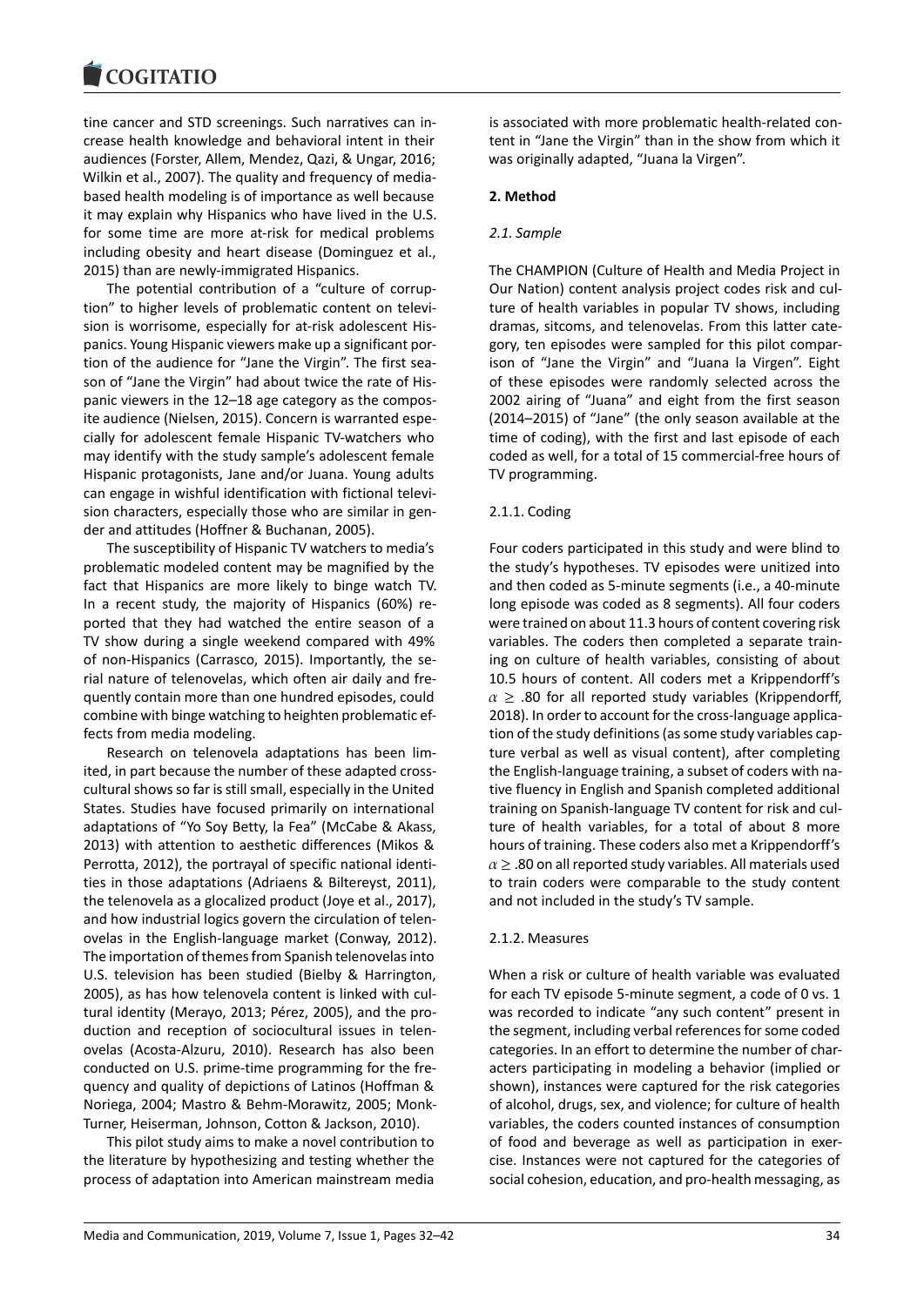tine cancer and STD screenings. Such narratives can increase health knowledge and behavioral intent in their audiences (Forster, Allem, Mendez, Qazi, & Ungar, 2016; Wilkin et al., 2007). The quality and frequency of media-based health modeling is of importance as well because it may explain why Hispanics who have lived in the U.S. for some time are more at-risk for medical problems including obesity and heart disease (Dominguez et al., 2015) than are newly-immigrated Hispanics.

The potential contribution of a "culture of corruption" to higher levels of problematic content on television is worrisome, especially for at-risk adolescent Hispanics. Young Hispanic viewers make up a significant portion of the audience for "Jane the Virgin". The first season of "Jane the Virgin" had about twice the rate of Hispanic viewers in the 12–18 age category as the composite audience (Nielsen, 2015). Concern is warranted especially for adolescent female Hispanic TV-watchers who may identify with the study sample's adolescent female Hispanic protagonists, Jane and/or Juana. Young adults can engage in wishful identification with fictional television characters, especially those who are similar in gender and attitudes (Hoffner & Buchanan, 2005).

The susceptibility of Hispanic TV watchers to media's problematic modeled content may be magnified by the fact that Hispanics are more likely to binge watch TV. In a recent study, the majority of Hispanics (60%) reported that they had watched the entire season of a TV show during a single weekend compared with 49% of non-Hispanics (Carrasco, 2015). Importantly, the serial nature of telenovelas, which often air daily and frequently contain more than one hundred episodes, could combine with binge watching to heighten problematic effects from media modeling.

Research on telenovela adaptations has been limited, in part because the number of these adapted cross-cultural shows so far is still small, especially in the United States. Studies have focused primarily on international adaptations of "Yo Soy Betty, la Fea" (McCabe & Akass, 2013) with attention to aesthetic differences (Mikos & Perrotta, 2012), the portrayal of specific national identities in those adaptations (Adriaens & Biltereyst, 2011), the telenovela as a glocalized product (Joye et al., 2017), and how industrial logics govern the circulation of telenovelas in the English-language market (Conway, 2012). The importation of themes from Spanish telenovelas into U.S. television has been studied (Bielby & Harrington, 2005), as has how telenovela content is linked with cultural identity (Merayo, 2013; Pérez, 2005), and the production and reception of sociocultural issues in telenovelas (Acosta-Alzuru, 2010). Research has also been conducted on U.S. prime-time programming for the frequency and quality of depictions of Latinos (Hoffman & Noriega, 2004; Mastro & Behm-Morawitz, 2005; Monk-Turner, Heiserman, Johnson, Cotton & Jackson, 2010).

This pilot study aims to make a novel contribution to the literature by hypothesizing and testing whether the process of adaptation into American mainstream media is associated with more problematic health-related content in "Jane the Virgin" than in the show from which it was originally adapted, "Juana la Virgen".

## 2. Method

### 2.1. Sample

The CHAMPION (Culture of Health and Media Project in Our Nation) content analysis project codes risk and culture of health variables in popular TV shows, including dramas, sitcoms, and telenovelas. From this latter category, ten episodes were sampled for this pilot comparison of "Jane the Virgin" and "Juana la Virgen". Eight of these episodes were randomly selected across the 2002 airing of "Juana" and eight from the first season (2014–2015) of "Jane" (the only season available at the time of coding), with the first and last episode of each coded as well, for a total of 15 commercial-free hours of TV programming.

#### 2.1.1. Coding

Four coders participated in this study and were blind to the study's hypotheses. TV episodes were unitized into and then coded as 5-minute segments (i.e., a 40-minute long episode was coded as 8 segments). All four coders were trained on about 11.3 hours of content covering risk variables. The coders then completed a separate training on culture of health variables, consisting of about 10.5 hours of content. All coders met a Krippendorff's $\alpha \geq .80$ for all reported study variables (Krippendorff, 2018). In order to account for the cross-language application of the study definitions (as some study variables capture verbal as well as visual content), after completing the English-language training, a subset of coders with native fluency in English and Spanish completed additional training on Spanish-language TV content for risk and culture of health variables, for a total of about 8 more hours of training. These coders also met a Krippendorff's $\alpha \geq .80$ on all reported study variables. All materials used to train coders were comparable to the study content and not included in the study's TV sample.

#### 2.1.2. Measures

When a risk or culture of health variable was evaluated for each TV episode 5-minute segment, a code of 0 vs. 1 was recorded to indicate "any such content" present in the segment, including verbal references for some coded categories. In an effort to determine the number of characters participating in modeling a behavior (implied or shown), instances were captured for the risk categories of alcohol, drugs, sex, and violence; for culture of health variables, the coders counted instances of consumption of food and beverage as well as participation in exercise. Instances were not captured for the categories of social cohesion, education, and pro-health messaging, as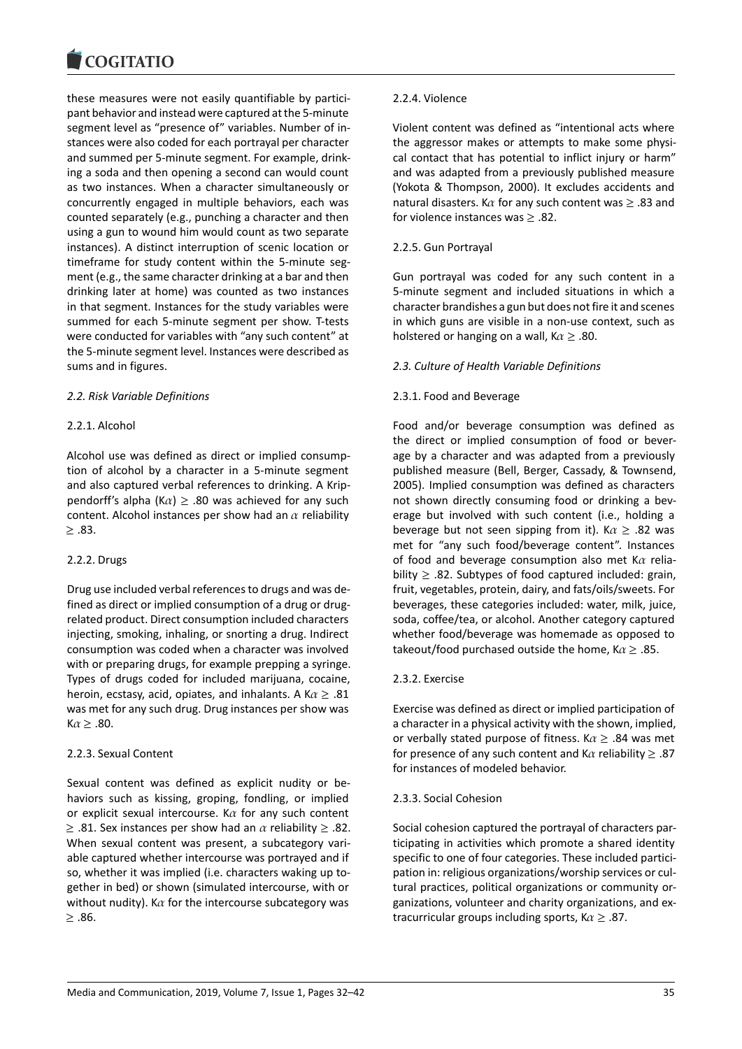these measures were not easily quantifiable by participant behavior and instead were captured at the 5-minute segment level as "presence of" variables. Number of instances were also coded for each portrayal per character and summed per 5-minute segment. For example, drinking a soda and then opening a second can would count as two instances. When a character simultaneously or concurrently engaged in multiple behaviors, each was counted separately (e.g., punching a character and then using a gun to wound him would count as two separate instances). A distinct interruption of scenic location or timeframe for study content within the 5-minute segment (e.g., the same character drinking at a bar and then drinking later at home) was counted as two instances in that segment. Instances for the study variables were summed for each 5-minute segment per show. T-tests were conducted for variables with "any such content" at the 5-minute segment level. Instances were described as sums and in figures.

### *2.2. Risk Variable Definitions*

#### 2.2.1. Alcohol

Alcohol use was defined as direct or implied consumption of alcohol by a character in a 5-minute segment and also captured verbal references to drinking. A Krippendorff's alpha (K$\alpha$) $\geq$ .80 was achieved for any such content. Alcohol instances per show had an $\alpha$ reliability $\geq$ .83.

#### 2.2.2. Drugs

Drug use included verbal references to drugs and was defined as direct or implied consumption of a drug or drug-related product. Direct consumption included characters injecting, smoking, inhaling, or snorting a drug. Indirect consumption was coded when a character was involved with or preparing drugs, for example prepping a syringe. Types of drugs coded for included marijuana, cocaine, heroin, ecstasy, acid, opiates, and inhalants. A K$\alpha$ $\geq$ .81 was met for any such drug. Drug instances per show was K$\alpha$ $\geq$ .80.

#### 2.2.3. Sexual Content

Sexual content was defined as explicit nudity or behaviors such as kissing, groping, fondling, or implied or explicit sexual intercourse. K$\alpha$ for any such content $\geq$ .81. Sex instances per show had an $\alpha$ reliability $\geq$ .82. When sexual content was present, a subcategory variable captured whether intercourse was portrayed and if so, whether it was implied (i.e. characters waking up together in bed) or shown (simulated intercourse, with or without nudity). K$\alpha$ for the intercourse subcategory was $\geq$ .86.

#### 2.2.4. Violence

Violent content was defined as "intentional acts where the aggressor makes or attempts to make some physical contact that has potential to inflict injury or harm" and was adapted from a previously published measure (Yokota & Thompson, 2000). It excludes accidents and natural disasters. K$\alpha$ for any such content was $\geq$ .83 and for violence instances was $\geq$ .82.

#### 2.2.5. Gun Portrayal

Gun portrayal was coded for any such content in a 5-minute segment and included situations in which a character brandishes a gun but does not fire it and scenes in which guns are visible in a non-use context, such as holstered or hanging on a wall, K$\alpha$ $\geq$ .80.

### *2.3. Culture of Health Variable Definitions*

#### 2.3.1. Food and Beverage

Food and/or beverage consumption was defined as the direct or implied consumption of food or beverage by a character and was adapted from a previously published measure (Bell, Berger, Cassady, & Townsend, 2005). Implied consumption was defined as characters not shown directly consuming food or drinking a beverage but involved with such content (i.e., holding a beverage but not seen sipping from it). K$\alpha$ $\geq$ .82 was met for "any such food/beverage content". Instances of food and beverage consumption also met K$\alpha$ reliability $\geq$ .82. Subtypes of food captured included: grain, fruit, vegetables, protein, dairy, and fats/oils/sweets. For beverages, these categories included: water, milk, juice, soda, coffee/tea, or alcohol. Another category captured whether food/beverage was homemade as opposed to takeout/food purchased outside the home, K$\alpha$ $\geq$ .85.

#### 2.3.2. Exercise

Exercise was defined as direct or implied participation of a character in a physical activity with the shown, implied, or verbally stated purpose of fitness. K$\alpha$ $\geq$ .84 was met for presence of any such content and K$\alpha$ reliability $\geq$ .87 for instances of modeled behavior.

#### 2.3.3. Social Cohesion

Social cohesion captured the portrayal of characters participating in activities which promote a shared identity specific to one of four categories. These included participation in: religious organizations/worship services or cultural practices, political organizations or community organizations, volunteer and charity organizations, and extracurricular groups including sports, K$\alpha$ $\geq$ .87.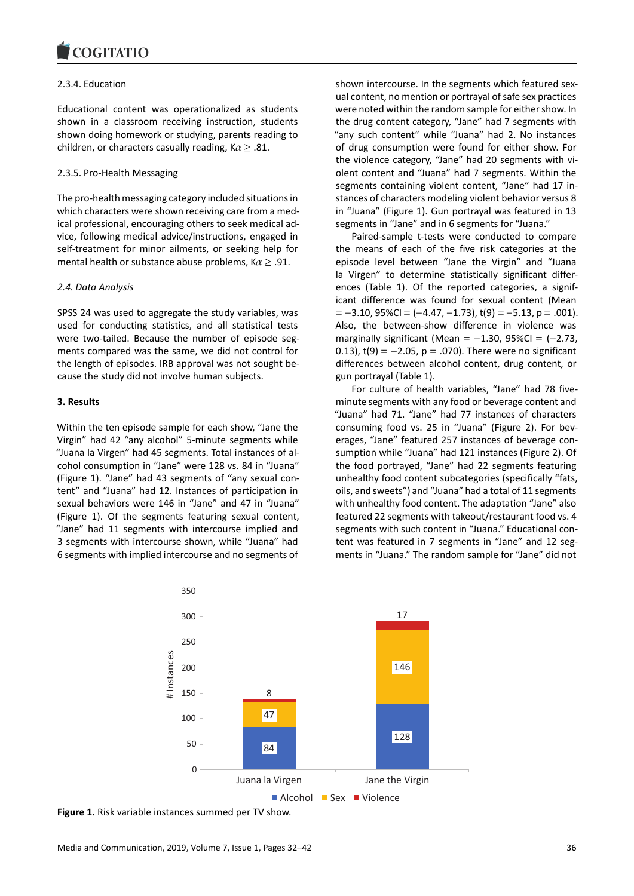#### 2.3.4. Education

Educational content was operationalized as students shown in a classroom receiving instruction, students shown doing homework or studying, parents reading to children, or characters casually reading, $K\alpha \geq .81$.

#### 2.3.5. Pro-Health Messaging

The pro-health messaging category included situations in which characters were shown receiving care from a medical professional, encouraging others to seek medical advice, following medical advice/instructions, engaged in self-treatment for minor ailments, or seeking help for mental health or substance abuse problems, $K\alpha \geq .91$.

### *2.4. Data Analysis*

SPSS 24 was used to aggregate the study variables, was used for conducting statistics, and all statistical tests were two-tailed. Because the number of episode segments compared was the same, we did not control for the length of episodes. IRB approval was not sought because the study did not involve human subjects.

## **3. Results**

Within the ten episode sample for each show, "Jane the Virgin" had 42 "any alcohol" 5-minute segments while "Juana la Virgen" had 45 segments. Total instances of alcohol consumption in "Jane" were 128 vs. 84 in "Juana" (Figure 1). "Jane" had 43 segments of "any sexual content" and "Juana" had 12. Instances of participation in sexual behaviors were 146 in "Jane" and 47 in "Juana" (Figure 1). Of the segments featuring sexual content, "Jane" had 11 segments with intercourse implied and 3 segments with intercourse shown, while "Juana" had 6 segments with implied intercourse and no segments of shown intercourse. In the segments which featured sexual content, no mention or portrayal of safe sex practices were noted within the random sample for either show. In the drug content category, "Jane" had 7 segments with "any such content" while "Juana" had 2. No instances of drug consumption were found for either show. For the violence category, "Jane" had 20 segments with violent content and "Juana" had 7 segments. Within the segments containing violent content, "Jane" had 17 instances of characters modeling violent behavior versus 8 in "Juana" (Figure 1). Gun portrayal was featured in 13 segments in "Jane" and in 6 segments for "Juana."

Paired-sample t-tests were conducted to compare the means of each of the five risk categories at the episode level between "Jane the Virgin" and "Juana la Virgen" to determine statistically significant differences (Table 1). Of the reported categories, a significant difference was found for sexual content (Mean $= -3.10$, 95%CI $= (-4.47, -1.73)$, $t(9) = -5.13$, $p = .001$). Also, the between-show difference in violence was marginally significant (Mean $= -1.30$, 95%CI $= (-2.73, 0.13)$, $t(9) = -2.05$, $p = .070$). There were no significant differences between alcohol content, drug content, or gun portrayal (Table 1).

For culture of health variables, "Jane" had 78 five-minute segments with any food or beverage content and "Juana" had 71. "Jane" had 77 instances of characters consuming food vs. 25 in "Juana" (Figure 2). For beverages, "Jane" featured 257 instances of beverage consumption while "Juana" had 121 instances (Figure 2). Of the food portrayed, "Jane" had 22 segments featuring unhealthy food content subcategories (specifically "fats, oils, and sweets") and "Juana" had a total of 11 segments with unhealthy food content. The adaptation "Jane" also featured 22 segments with takeout/restaurant food vs. 4 segments with such content in "Juana." Educational content was featured in 7 segments in "Jane" and 12 segments in "Juana." The random sample for "Jane" did not

| | Alcohol | Sex | Violence |
|---|---|---|---|
| Juana la Virgen | 84 | 47 | 8 |
| Jane the Virgin | 128 | 146 | 17 |

**Figure 1.** Risk variable instances summed per TV show.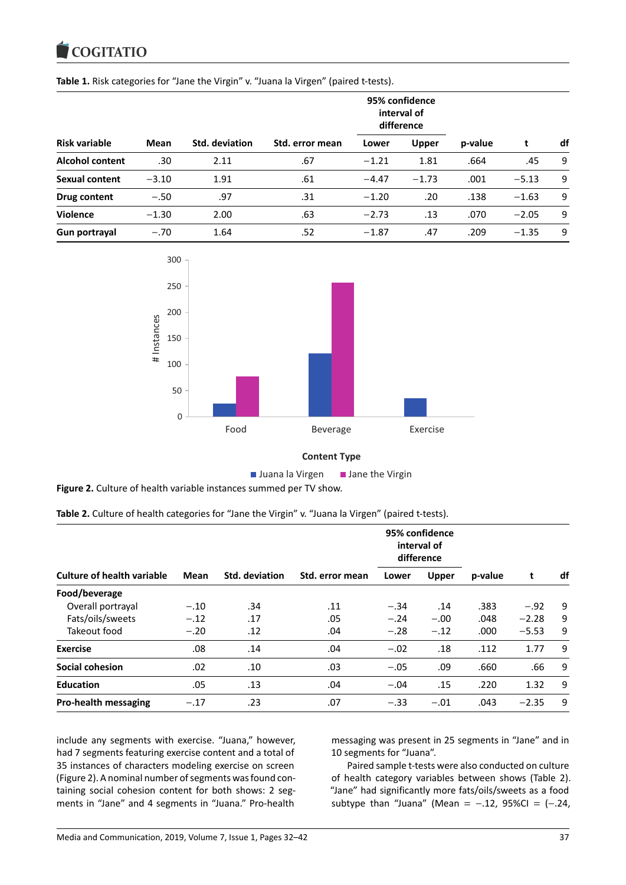**Table 1.** Risk categories for "Jane the Virgin" v. "Juana la Virgen" (paired t-tests).

| | | | | 95% confidence interval of difference | | | | |
|---|---|---|---|---|---|---|---|---|
| **Risk variable** | **Mean** | **Std. deviation** | **Std. error mean** | **Lower** | **Upper** | **p-value** | **t** | **df** |
| **Alcohol content** | .30 | 2.11 | .67 | −1.21 | 1.81 | .664 | .45 | 9 |
| **Sexual content** | −3.10 | 1.91 | .61 | −4.47 | −1.73 | .001 | −5.13 | 9 |
| **Drug content** | −.50 | .97 | .31 | −1.20 | .20 | .138 | −1.63 | 9 |
| **Violence** | −1.30 | 2.00 | .63 | −2.73 | .13 | .070 | −2.05 | 9 |
| **Gun portrayal** | −.70 | 1.64 | .52 | −1.87 | .47 | .209 | −1.35 | 9 |

**Figure 2.** Culture of health variable instances summed per TV show.

**Table 2.** Culture of health categories for "Jane the Virgin" v. "Juana la Virgen" (paired t-tests).

| | | | | 95% confidence interval of difference | | | | |
|---|---|---|---|---|---|---|---|---|
| **Culture of health variable** | **Mean** | **Std. deviation** | **Std. error mean** | **Lower** | **Upper** | **p-value** | **t** | **df** |
| **Food/beverage** | | | | | | | | |
| Overall portrayal | −.10 | .34 | .11 | −.34 | .14 | .383 | −.92 | 9 |
| Fats/oils/sweets | −.12 | .17 | .05 | −.24 | −.00 | .048 | −2.28 | 9 |
| Takeout food | −.20 | .12 | .04 | −.28 | −.12 | .000 | −5.53 | 9 |
| **Exercise** | .08 | .14 | .04 | −.02 | .18 | .112 | 1.77 | 9 |
| **Social cohesion** | .02 | .10 | .03 | −.05 | .09 | .660 | .66 | 9 |
| **Education** | .05 | .13 | .04 | −.04 | .15 | .220 | 1.32 | 9 |
| **Pro-health messaging** | −.17 | .23 | .07 | −.33 | −.01 | .043 | −2.35 | 9 |

include any segments with exercise. "Juana," however, had 7 segments featuring exercise content and a total of 35 instances of characters modeling exercise on screen (Figure 2). A nominal number of segments was found containing social cohesion content for both shows: 2 segments in "Jane" and 4 segments in "Juana." Pro-health messaging was present in 25 segments in "Jane" and in 10 segments for "Juana".

Paired sample t-tests were also conducted on culture of health category variables between shows (Table 2). "Jane" had significantly more fats/oils/sweets as a food subtype than "Juana" (Mean = −.12, 95%CI = (−.24,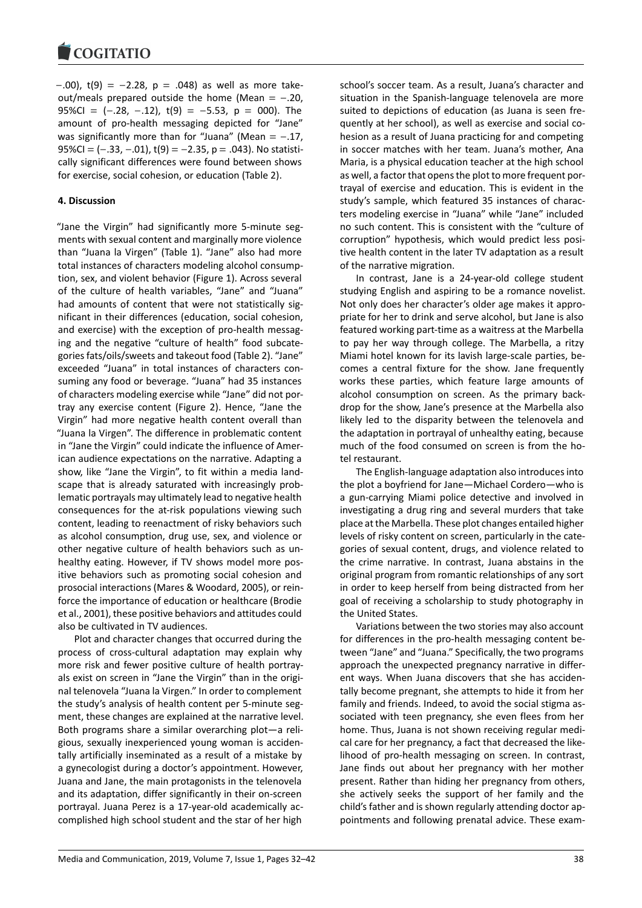−.00), $t(9) = -2.28$, $p = .048$) as well as more takeout/meals prepared outside the home (Mean $= -.20$, 95%CI $= (-.28, -.12)$, $t(9) = -5.53$, $p = 000$). The amount of pro-health messaging depicted for "Jane" was significantly more than for "Juana" (Mean $= -.17$, 95%CI $= (-.33, -.01)$, $t(9) = -2.35$, $p = .043$). No statistically significant differences were found between shows for exercise, social cohesion, or education (Table 2).

## 4. Discussion

"Jane the Virgin" had significantly more 5-minute segments with sexual content and marginally more violence than "Juana la Virgen" (Table 1). "Jane" also had more total instances of characters modeling alcohol consumption, sex, and violent behavior (Figure 1). Across several of the culture of health variables, "Jane" and "Juana" had amounts of content that were not statistically significant in their differences (education, social cohesion, and exercise) with the exception of pro-health messaging and the negative "culture of health" food subcategories fats/oils/sweets and takeout food (Table 2). "Jane" exceeded "Juana" in total instances of characters consuming any food or beverage. "Juana" had 35 instances of characters modeling exercise while "Jane" did not portray any exercise content (Figure 2). Hence, "Jane the Virgin" had more negative health content overall than "Juana la Virgen". The difference in problematic content in "Jane the Virgin" could indicate the influence of American audience expectations on the narrative. Adapting a show, like "Jane the Virgin", to fit within a media landscape that is already saturated with increasingly problematic portrayals may ultimately lead to negative health consequences for the at-risk populations viewing such content, leading to reenactment of risky behaviors such as alcohol consumption, drug use, sex, and violence or other negative culture of health behaviors such as unhealthy eating. However, if TV shows model more positive behaviors such as promoting social cohesion and prosocial interactions (Mares & Woodard, 2005), or reinforce the importance of education or healthcare (Brodie et al., 2001), these positive behaviors and attitudes could also be cultivated in TV audiences.

Plot and character changes that occurred during the process of cross-cultural adaptation may explain why more risk and fewer positive culture of health portrayals exist on screen in "Jane the Virgin" than in the original telenovela "Juana la Virgen." In order to complement the study's analysis of health content per 5-minute segment, these changes are explained at the narrative level. Both programs share a similar overarching plot—a religious, sexually inexperienced young woman is accidentally artificially inseminated as a result of a mistake by a gynecologist during a doctor's appointment. However, Juana and Jane, the main protagonists in the telenovela and its adaptation, differ significantly in their on-screen portrayal. Juana Perez is a 17-year-old academically accomplished high school student and the star of her high school's soccer team. As a result, Juana's character and situation in the Spanish-language telenovela are more suited to depictions of education (as Juana is seen frequently at her school), as well as exercise and social cohesion as a result of Juana practicing for and competing in soccer matches with her team. Juana's mother, Ana Maria, is a physical education teacher at the high school as well, a factor that opens the plot to more frequent portrayal of exercise and education. This is evident in the study's sample, which featured 35 instances of characters modeling exercise in "Juana" while "Jane" included no such content. This is consistent with the "culture of corruption" hypothesis, which would predict less positive health content in the later TV adaptation as a result of the narrative migration.

In contrast, Jane is a 24-year-old college student studying English and aspiring to be a romance novelist. Not only does her character's older age makes it appropriate for her to drink and serve alcohol, but Jane is also featured working part-time as a waitress at the Marbella to pay her way through college. The Marbella, a ritzy Miami hotel known for its lavish large-scale parties, becomes a central fixture for the show. Jane frequently works these parties, which feature large amounts of alcohol consumption on screen. As the primary backdrop for the show, Jane's presence at the Marbella also likely led to the disparity between the telenovela and the adaptation in portrayal of unhealthy eating, because much of the food consumed on screen is from the hotel restaurant.

The English-language adaptation also introduces into the plot a boyfriend for Jane—Michael Cordero—who is a gun-carrying Miami police detective and involved in investigating a drug ring and several murders that take place at the Marbella. These plot changes entailed higher levels of risky content on screen, particularly in the categories of sexual content, drugs, and violence related to the crime narrative. In contrast, Juana abstains in the original program from romantic relationships of any sort in order to keep herself from being distracted from her goal of receiving a scholarship to study photography in the United States.

Variations between the two stories may also account for differences in the pro-health messaging content between "Jane" and "Juana." Specifically, the two programs approach the unexpected pregnancy narrative in different ways. When Juana discovers that she has accidentally become pregnant, she attempts to hide it from her family and friends. Indeed, to avoid the social stigma associated with teen pregnancy, she even flees from her home. Thus, Juana is not shown receiving regular medical care for her pregnancy, a fact that decreased the likelihood of pro-health messaging on screen. In contrast, Jane finds out about her pregnancy with her mother present. Rather than hiding her pregnancy from others, she actively seeks the support of her family and the child's father and is shown regularly attending doctor appointments and following prenatal advice. These exam-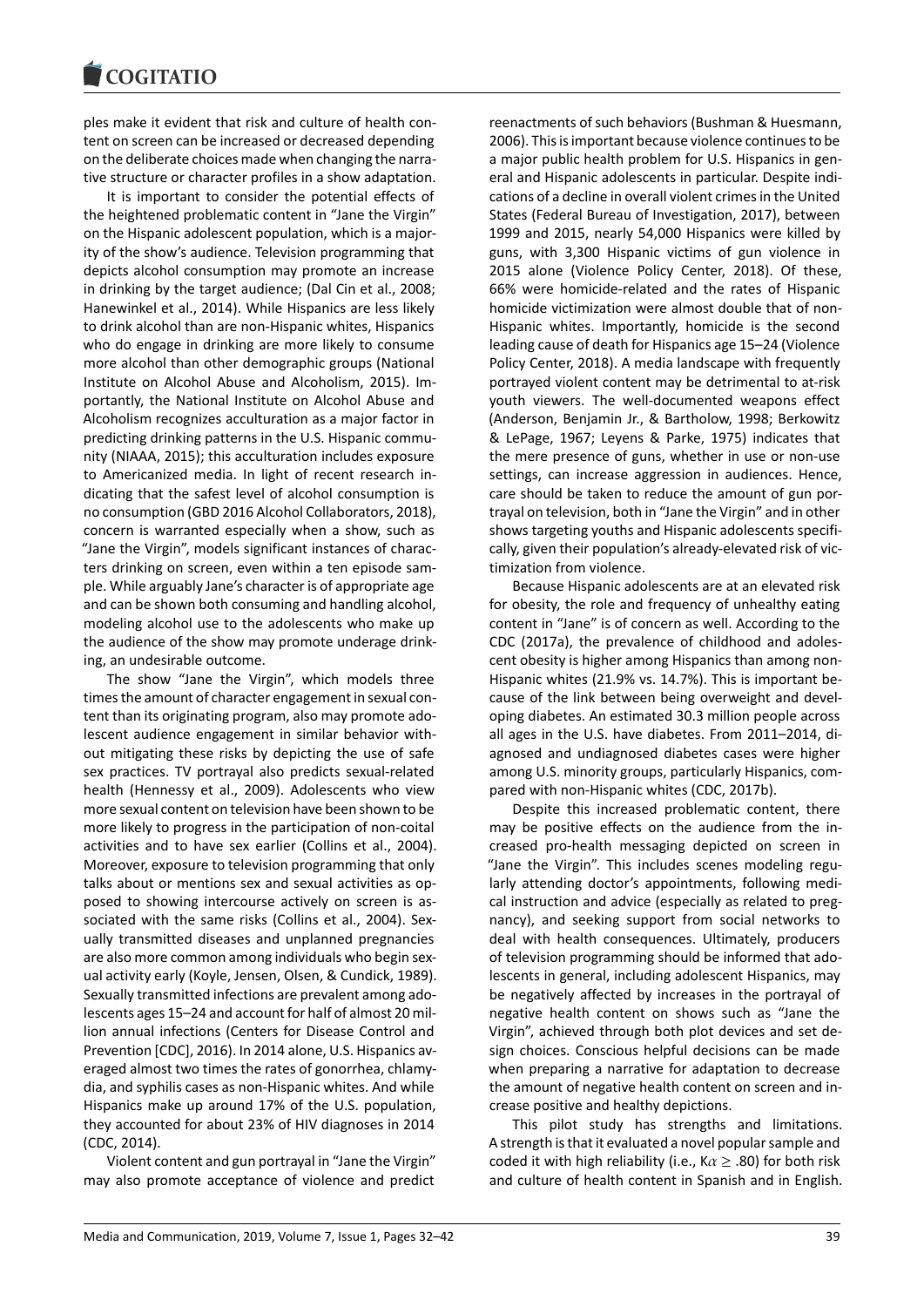ples make it evident that risk and culture of health content on screen can be increased or decreased depending on the deliberate choices made when changing the narrative structure or character profiles in a show adaptation.

It is important to consider the potential effects of the heightened problematic content in "Jane the Virgin" on the Hispanic adolescent population, which is a majority of the show's audience. Television programming that depicts alcohol consumption may promote an increase in drinking by the target audience; (Dal Cin et al., 2008; Hanewinkel et al., 2014). While Hispanics are less likely to drink alcohol than are non-Hispanic whites, Hispanics who do engage in drinking are more likely to consume more alcohol than other demographic groups (National Institute on Alcohol Abuse and Alcoholism, 2015). Importantly, the National Institute on Alcohol Abuse and Alcoholism recognizes acculturation as a major factor in predicting drinking patterns in the U.S. Hispanic community (NIAAA, 2015); this acculturation includes exposure to Americanized media. In light of recent research indicating that the safest level of alcohol consumption is no consumption (GBD 2016 Alcohol Collaborators, 2018), concern is warranted especially when a show, such as "Jane the Virgin", models significant instances of characters drinking on screen, even within a ten episode sample. While arguably Jane's character is of appropriate age and can be shown both consuming and handling alcohol, modeling alcohol use to the adolescents who make up the audience of the show may promote underage drinking, an undesirable outcome.

The show "Jane the Virgin", which models three times the amount of character engagement in sexual content than its originating program, also may promote adolescent audience engagement in similar behavior without mitigating these risks by depicting the use of safe sex practices. TV portrayal also predicts sexual-related health (Hennessy et al., 2009). Adolescents who view more sexual content on television have been shown to be more likely to progress in the participation of non-coital activities and to have sex earlier (Collins et al., 2004). Moreover, exposure to television programming that only talks about or mentions sex and sexual activities as opposed to showing intercourse actively on screen is associated with the same risks (Collins et al., 2004). Sexually transmitted diseases and unplanned pregnancies are also more common among individuals who begin sexual activity early (Koyle, Jensen, Olsen, & Cundick, 1989). Sexually transmitted infections are prevalent among adolescents ages 15–24 and account for half of almost 20 million annual infections (Centers for Disease Control and Prevention [CDC], 2016). In 2014 alone, U.S. Hispanics averaged almost two times the rates of gonorrhea, chlamydia, and syphilis cases as non-Hispanic whites. And while Hispanics make up around 17% of the U.S. population, they accounted for about 23% of HIV diagnoses in 2014 (CDC, 2014).

Violent content and gun portrayal in "Jane the Virgin" may also promote acceptance of violence and predict reenactments of such behaviors (Bushman & Huesmann, 2006). This is important because violence continues to be a major public health problem for U.S. Hispanics in general and Hispanic adolescents in particular. Despite indications of a decline in overall violent crimes in the United States (Federal Bureau of Investigation, 2017), between 1999 and 2015, nearly 54,000 Hispanics were killed by guns, with 3,300 Hispanic victims of gun violence in 2015 alone (Violence Policy Center, 2018). Of these, 66% were homicide-related and the rates of Hispanic homicide victimization were almost double that of non-Hispanic whites. Importantly, homicide is the second leading cause of death for Hispanics age 15–24 (Violence Policy Center, 2018). A media landscape with frequently portrayed violent content may be detrimental to at-risk youth viewers. The well-documented weapons effect (Anderson, Benjamin Jr., & Bartholow, 1998; Berkowitz & LePage, 1967; Leyens & Parke, 1975) indicates that the mere presence of guns, whether in use or non-use settings, can increase aggression in audiences. Hence, care should be taken to reduce the amount of gun portrayal on television, both in "Jane the Virgin" and in other shows targeting youths and Hispanic adolescents specifically, given their population's already-elevated risk of victimization from violence.

Because Hispanic adolescents are at an elevated risk for obesity, the role and frequency of unhealthy eating content in "Jane" is of concern as well. According to the CDC (2017a), the prevalence of childhood and adolescent obesity is higher among Hispanics than among non-Hispanic whites (21.9% vs. 14.7%). This is important because of the link between being overweight and developing diabetes. An estimated 30.3 million people across all ages in the U.S. have diabetes. From 2011–2014, diagnosed and undiagnosed diabetes cases were higher among U.S. minority groups, particularly Hispanics, compared with non-Hispanic whites (CDC, 2017b).

Despite this increased problematic content, there may be positive effects on the audience from the increased pro-health messaging depicted on screen in "Jane the Virgin". This includes scenes modeling regularly attending doctor's appointments, following medical instruction and advice (especially as related to pregnancy), and seeking support from social networks to deal with health consequences. Ultimately, producers of television programming should be informed that adolescents in general, including adolescent Hispanics, may be negatively affected by increases in the portrayal of negative health content on shows such as "Jane the Virgin", achieved through both plot devices and set design choices. Conscious helpful decisions can be made when preparing a narrative for adaptation to decrease the amount of negative health content on screen and increase positive and healthy depictions.

This pilot study has strengths and limitations. A strength is that it evaluated a novel popular sample and coded it with high reliability (i.e., $K\alpha \geq .80$) for both risk and culture of health content in Spanish and in English.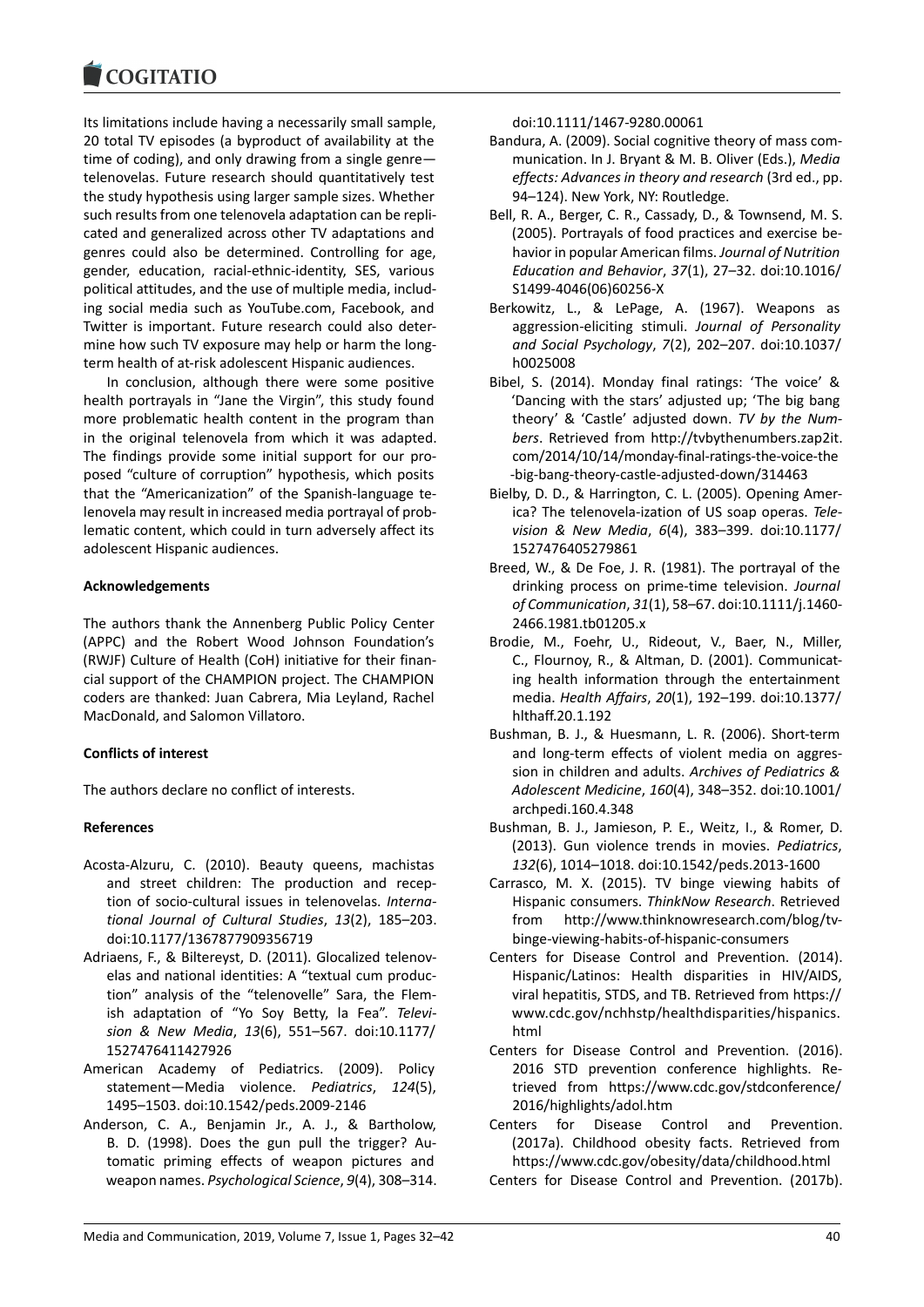Its limitations include having a necessarily small sample, 20 total TV episodes (a byproduct of availability at the time of coding), and only drawing from a single genre—telenovelas. Future research should quantitatively test the study hypothesis using larger sample sizes. Whether such results from one telenovela adaptation can be replicated and generalized across other TV adaptations and genres could also be determined. Controlling for age, gender, education, racial-ethnic-identity, SES, various political attitudes, and the use of multiple media, including social media such as YouTube.com, Facebook, and Twitter is important. Future research could also determine how such TV exposure may help or harm the long-term health of at-risk adolescent Hispanic audiences.

In conclusion, although there were some positive health portrayals in "Jane the Virgin", this study found more problematic health content in the program than in the original telenovela from which it was adapted. The findings provide some initial support for our proposed "culture of corruption" hypothesis, which posits that the "Americanization" of the Spanish-language telenovela may result in increased media portrayal of problematic content, which could in turn adversely affect its adolescent Hispanic audiences.

**Acknowledgements**

The authors thank the Annenberg Public Policy Center (APPC) and the Robert Wood Johnson Foundation's (RWJF) Culture of Health (CoH) initiative for their financial support of the CHAMPION project. The CHAMPION coders are thanked: Juan Cabrera, Mia Leyland, Rachel MacDonald, and Salomon Villatoro.

**Conflicts of interest**

The authors declare no conflict of interests.

**References**

Acosta-Alzuru, C. (2010). Beauty queens, machistas and street children: The production and reception of socio-cultural issues in telenovelas. *International Journal of Cultural Studies*, *13*(2), 185–203. doi:10.1177/1367877909356719

Adriaens, F., & Biltereyst, D. (2011). Glocalized telenovelas and national identities: A "textual cum production" analysis of the "telenovelle" Sara, the Flemish adaptation of "Yo Soy Betty, la Fea". *Television & New Media*, *13*(6), 551–567. doi:10.1177/1527476411427926

American Academy of Pediatrics. (2009). Policy statement—Media violence. *Pediatrics*, *124*(5), 1495–1503. doi:10.1542/peds.2009-2146

Anderson, C. A., Benjamin Jr., A. J., & Bartholow, B. D. (1998). Does the gun pull the trigger? Automatic priming effects of weapon pictures and weapon names. *Psychological Science*, *9*(4), 308–314. doi:10.1111/1467-9280.00061

Bandura, A. (2009). Social cognitive theory of mass communication. In J. Bryant & M. B. Oliver (Eds.), *Media effects: Advances in theory and research* (3rd ed., pp. 94–124). New York, NY: Routledge.

Bell, R. A., Berger, C. R., Cassady, D., & Townsend, M. S. (2005). Portrayals of food practices and exercise behavior in popular American films. *Journal of Nutrition Education and Behavior*, *37*(1), 27–32. doi:10.1016/S1499-4046(06)60256-X

Berkowitz, L., & LePage, A. (1967). Weapons as aggression-eliciting stimuli. *Journal of Personality and Social Psychology*, *7*(2), 202–207. doi:10.1037/h0025008

Bibel, S. (2014). Monday final ratings: 'The voice' & 'Dancing with the stars' adjusted up; 'The big bang theory' & 'Castle' adjusted down. *TV by the Numbers*. Retrieved from http://tvbythenumbers.zap2it.com/2014/10/14/monday-final-ratings-the-voice-the-big-bang-theory-castle-adjusted-down/314463

Bielby, D. D., & Harrington, C. L. (2005). Opening America? The telenovela-ization of US soap operas. *Television & New Media*, *6*(4), 383–399. doi:10.1177/1527476405279861

Breed, W., & De Foe, J. R. (1981). The portrayal of the drinking process on prime-time television. *Journal of Communication*, *31*(1), 58–67. doi:10.1111/j.1460-2466.1981.tb01205.x

Brodie, M., Foehr, U., Rideout, V., Baer, N., Miller, C., Flournoy, R., & Altman, D. (2001). Communicating health information through the entertainment media. *Health Affairs*, *20*(1), 192–199. doi:10.1377/hlthaff.20.1.192

Bushman, B. J., & Huesmann, L. R. (2006). Short-term and long-term effects of violent media on aggression in children and adults. *Archives of Pediatrics & Adolescent Medicine*, *160*(4), 348–352. doi:10.1001/archpedi.160.4.348

Bushman, B. J., Jamieson, P. E., Weitz, I., & Romer, D. (2013). Gun violence trends in movies. *Pediatrics*, *132*(6), 1014–1018. doi:10.1542/peds.2013-1600

Carrasco, M. X. (2015). TV binge viewing habits of Hispanic consumers. *ThinkNow Research*. Retrieved from http://www.thinknowresearch.com/blog/tv-binge-viewing-habits-of-hispanic-consumers

Centers for Disease Control and Prevention. (2014). Hispanic/Latinos: Health disparities in HIV/AIDS, viral hepatitis, STDS, and TB. Retrieved from https://www.cdc.gov/nchhstp/healthdisparities/hispanics.html

Centers for Disease Control and Prevention. (2016). 2016 STD prevention conference highlights. Retrieved from https://www.cdc.gov/stdconference/2016/highlights/adol.htm

Centers for Disease Control and Prevention. (2017a). Childhood obesity facts. Retrieved from https://www.cdc.gov/obesity/data/childhood.html

Centers for Disease Control and Prevention. (2017b).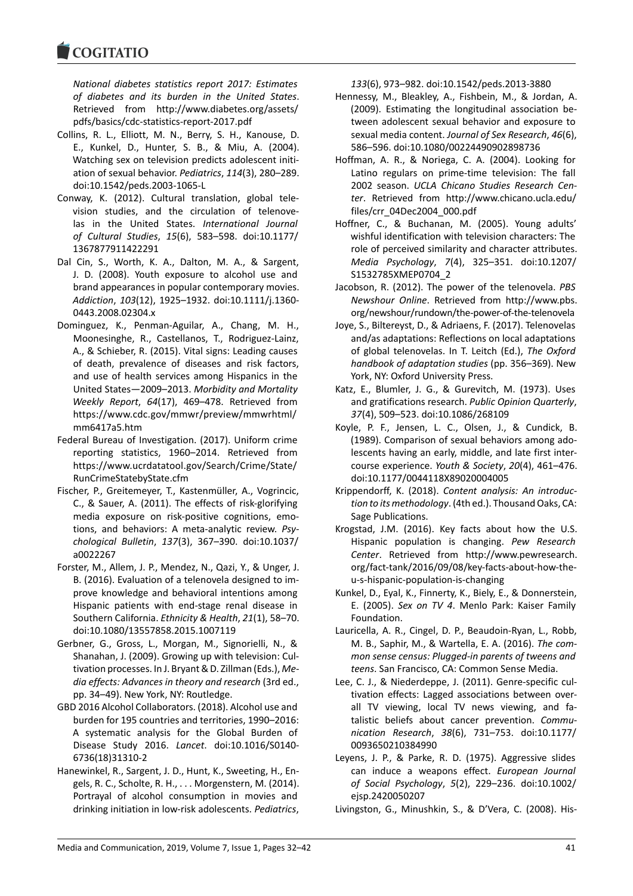*National diabetes statistics report 2017: Estimates of diabetes and its burden in the United States*. Retrieved from http://www.diabetes.org/assets/pdfs/basics/cdc-statistics-report-2017.pdf

Collins, R. L., Elliott, M. N., Berry, S. H., Kanouse, D. E., Kunkel, D., Hunter, S. B., & Miu, A. (2004). Watching sex on television predicts adolescent initiation of sexual behavior. *Pediatrics*, *114*(3), 280–289. doi:10.1542/peds.2003-1065-L

Conway, K. (2012). Cultural translation, global television studies, and the circulation of telenovelas in the United States. *International Journal of Cultural Studies*, *15*(6), 583–598. doi:10.1177/1367877911422291

Dal Cin, S., Worth, K. A., Dalton, M. A., & Sargent, J. D. (2008). Youth exposure to alcohol use and brand appearances in popular contemporary movies. *Addiction*, *103*(12), 1925–1932. doi:10.1111/j.1360-0443.2008.02304.x

Dominguez, K., Penman-Aguilar, A., Chang, M. H., Moonesinghe, R., Castellanos, T., Rodriguez-Lainz, A., & Schieber, R. (2015). Vital signs: Leading causes of death, prevalence of diseases and risk factors, and use of health services among Hispanics in the United States—2009–2013. *Morbidity and Mortality Weekly Report*, *64*(17), 469–478. Retrieved from https://www.cdc.gov/mmwr/preview/mmwrhtml/mm6417a5.htm

Federal Bureau of Investigation. (2017). Uniform crime reporting statistics, 1960–2014. Retrieved from https://www.ucrdatatool.gov/Search/Crime/State/RunCrimeStatebyState.cfm

Fischer, P., Greitemeyer, T., Kastenmüller, A., Vogrincic, C., & Sauer, A. (2011). The effects of risk-glorifying media exposure on risk-positive cognitions, emotions, and behaviors: A meta-analytic review. *Psychological Bulletin*, *137*(3), 367–390. doi:10.1037/a0022267

Forster, M., Allem, J. P., Mendez, N., Qazi, Y., & Unger, J. B. (2016). Evaluation of a telenovela designed to improve knowledge and behavioral intentions among Hispanic patients with end-stage renal disease in Southern California. *Ethnicity & Health*, *21*(1), 58–70. doi:10.1080/13557858.2015.1007119

Gerbner, G., Gross, L., Morgan, M., Signorielli, N., & Shanahan, J. (2009). Growing up with television: Cultivation processes. In J. Bryant & D. Zillman (Eds.), *Media effects: Advances in theory and research* (3rd ed., pp. 34–49). New York, NY: Routledge.

GBD 2016 Alcohol Collaborators. (2018). Alcohol use and burden for 195 countries and territories, 1990–2016: A systematic analysis for the Global Burden of Disease Study 2016. *Lancet*. doi:10.1016/S0140-6736(18)31310-2

Hanewinkel, R., Sargent, J. D., Hunt, K., Sweeting, H., Engels, R. C., Scholte, R. H., . . . Morgenstern, M. (2014). Portrayal of alcohol consumption in movies and drinking initiation in low-risk adolescents. *Pediatrics*, *133*(6), 973–982. doi:10.1542/peds.2013-3880

Hennessy, M., Bleakley, A., Fishbein, M., & Jordan, A. (2009). Estimating the longitudinal association between adolescent sexual behavior and exposure to sexual media content. *Journal of Sex Research*, *46*(6), 586–596. doi:10.1080/00224490902898736

Hoffman, A. R., & Noriega, C. A. (2004). Looking for Latino regulars on prime-time television: The fall 2002 season. *UCLA Chicano Studies Research Center*. Retrieved from http://www.chicano.ucla.edu/files/crr_04Dec2004_000.pdf

Hoffner, C., & Buchanan, M. (2005). Young adults' wishful identification with television characters: The role of perceived similarity and character attributes. *Media Psychology*, *7*(4), 325–351. doi:10.1207/S1532785XMEP0704_2

Jacobson, R. (2012). The power of the telenovela. *PBS Newshour Online*. Retrieved from http://www.pbs.org/newshour/rundown/the-power-of-the-telenovela

Joye, S., Biltereyst, D., & Adriaens, F. (2017). Telenovelas and/as adaptations: Reflections on local adaptations of global telenovelas. In T. Leitch (Ed.), *The Oxford handbook of adaptation studies* (pp. 356–369). New York, NY: Oxford University Press.

Katz, E., Blumler, J. G., & Gurevitch, M. (1973). Uses and gratifications research. *Public Opinion Quarterly*, *37*(4), 509–523. doi:10.1086/268109

Koyle, P. F., Jensen, L. C., Olsen, J., & Cundick, B. (1989). Comparison of sexual behaviors among adolescents having an early, middle, and late first intercourse experience. *Youth & Society*, *20*(4), 461–476. doi:10.1177/0044118X89020004005

Krippendorff, K. (2018). *Content analysis: An introduction to its methodology*. (4th ed.). Thousand Oaks, CA: Sage Publications.

Krogstad, J.M. (2016). Key facts about how the U.S. Hispanic population is changing. *Pew Research Center*. Retrieved from http://www.pewresearch.org/fact-tank/2016/09/08/key-facts-about-how-the-u-s-hispanic-population-is-changing

Kunkel, D., Eyal, K., Finnerty, K., Biely, E., & Donnerstein, E. (2005). *Sex on TV 4*. Menlo Park: Kaiser Family Foundation.

Lauricella, A. R., Cingel, D. P., Beaudoin-Ryan, L., Robb, M. B., Saphir, M., & Wartella, E. A. (2016). *The common sense census: Plugged-in parents of tweens and teens*. San Francisco, CA: Common Sense Media.

Lee, C. J., & Niederdeppe, J. (2011). Genre-specific cultivation effects: Lagged associations between overall TV viewing, local TV news viewing, and fatalistic beliefs about cancer prevention. *Communication Research*, *38*(6), 731–753. doi:10.1177/0093650210384990

Leyens, J. P., & Parke, R. D. (1975). Aggressive slides can induce a weapons effect. *European Journal of Social Psychology*, *5*(2), 229–236. doi:10.1002/ejsp.2420050207

Livingston, G., Minushkin, S., & D'Vera, C. (2008). His-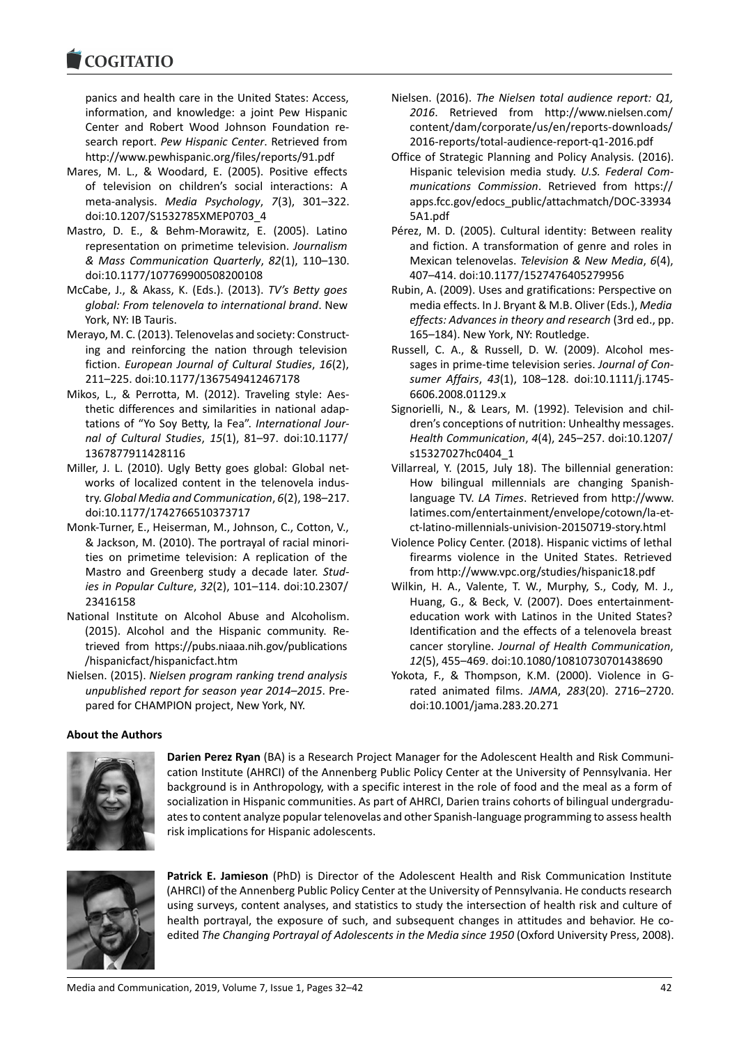panics and health care in the United States: Access, information, and knowledge: a joint Pew Hispanic Center and Robert Wood Johnson Foundation research report. *Pew Hispanic Center*. Retrieved from http://www.pewhispanic.org/files/reports/91.pdf

Mares, M. L., & Woodard, E. (2005). Positive effects of television on children's social interactions: A meta-analysis. *Media Psychology*, *7*(3), 301–322. doi:10.1207/S1532785XMEP0703_4

Mastro, D. E., & Behm-Morawitz, E. (2005). Latino representation on primetime television. *Journalism & Mass Communication Quarterly*, *82*(1), 110–130. doi:10.1177/107769900508200108

McCabe, J., & Akass, K. (Eds.). (2013). *TV's Betty goes global: From telenovela to international brand*. New York, NY: IB Tauris.

Merayo, M. C. (2013). Telenovelas and society: Constructing and reinforcing the nation through television fiction. *European Journal of Cultural Studies*, *16*(2), 211–225. doi:10.1177/1367549412467178

Mikos, L., & Perrotta, M. (2012). Traveling style: Aesthetic differences and similarities in national adaptations of "Yo Soy Betty, la Fea". *International Journal of Cultural Studies*, *15*(1), 81–97. doi:10.1177/1367877911428116

Miller, J. L. (2010). Ugly Betty goes global: Global networks of localized content in the telenovela industry. *Global Media and Communication*, *6*(2), 198–217. doi:10.1177/1742766510373717

Monk-Turner, E., Heiserman, M., Johnson, C., Cotton, V., & Jackson, M. (2010). The portrayal of racial minorities on primetime television: A replication of the Mastro and Greenberg study a decade later. *Studies in Popular Culture*, *32*(2), 101–114. doi:10.2307/23416158

National Institute on Alcohol Abuse and Alcoholism. (2015). Alcohol and the Hispanic community. Retrieved from https://pubs.niaaa.nih.gov/publications/hispanicfact/hispanicfact.htm

Nielsen. (2015). *Nielsen program ranking trend analysis unpublished report for season year 2014–2015*. Prepared for CHAMPION project, New York, NY.

Nielsen. (2016). *The Nielsen total audience report: Q1, 2016*. Retrieved from http://www.nielsen.com/content/dam/corporate/us/en/reports-downloads/2016-reports/total-audience-report-q1-2016.pdf

Office of Strategic Planning and Policy Analysis. (2016). Hispanic television media study. *U.S. Federal Communications Commission*. Retrieved from https://apps.fcc.gov/edocs_public/attachmatch/DOC-339345A1.pdf

Pérez, M. D. (2005). Cultural identity: Between reality and fiction. A transformation of genre and roles in Mexican telenovelas. *Television & New Media*, *6*(4), 407–414. doi:10.1177/1527476405279956

Rubin, A. (2009). Uses and gratifications: Perspective on media effects. In J. Bryant & M.B. Oliver (Eds.), *Media effects: Advances in theory and research* (3rd ed., pp. 165–184). New York, NY: Routledge.

Russell, C. A., & Russell, D. W. (2009). Alcohol messages in prime-time television series. *Journal of Consumer Affairs*, *43*(1), 108–128. doi:10.1111/j.1745-6606.2008.01129.x

Signorielli, N., & Lears, M. (1992). Television and children's conceptions of nutrition: Unhealthy messages. *Health Communication*, *4*(4), 245–257. doi:10.1207/s15327027hc0404_1

Villarreal, Y. (2015, July 18). The billennial generation: How bilingual millennials are changing Spanish-language TV. *LA Times*. Retrieved from http://www.latimes.com/entertainment/envelope/cotown/la-et-ct-latino-millennials-univision-20150719-story.html

Violence Policy Center. (2018). Hispanic victims of lethal firearms violence in the United States. Retrieved from http://www.vpc.org/studies/hispanic18.pdf

Wilkin, H. A., Valente, T. W., Murphy, S., Cody, M. J., Huang, G., & Beck, V. (2007). Does entertainment-education work with Latinos in the United States? Identification and the effects of a telenovela breast cancer storyline. *Journal of Health Communication*, *12*(5), 455–469. doi:10.1080/10810730701438690

Yokota, F., & Thompson, K.M. (2000). Violence in G-rated animated films. *JAMA*, *283*(20). 2716–2720. doi:10.1001/jama.283.20.271

**About the Authors**

**Darien Perez Ryan** (BA) is a Research Project Manager for the Adolescent Health and Risk Communication Institute (AHRCI) of the Annenberg Public Policy Center at the University of Pennsylvania. Her background is in Anthropology, with a specific interest in the role of food and the meal as a form of socialization in Hispanic communities. As part of AHRCI, Darien trains cohorts of bilingual undergraduates to content analyze popular telenovelas and other Spanish-language programming to assess health risk implications for Hispanic adolescents.

**Patrick E. Jamieson** (PhD) is Director of the Adolescent Health and Risk Communication Institute (AHRCI) of the Annenberg Public Policy Center at the University of Pennsylvania. He conducts research using surveys, content analyses, and statistics to study the intersection of health risk and culture of health portrayal, the exposure of such, and subsequent changes in attitudes and behavior. He co-edited *The Changing Portrayal of Adolescents in the Media since 1950* (Oxford University Press, 2008).